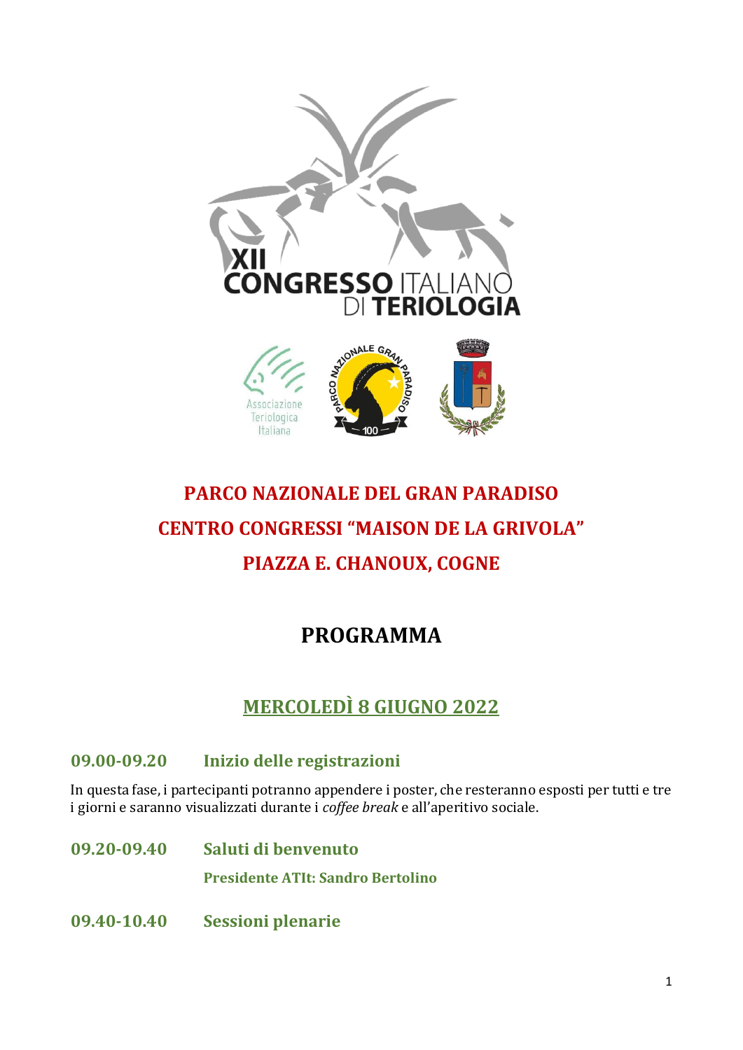# XII CONGRESSO ITALIANO DI TERIOLOGIA

Associazione Teriologica Italiana

## PARCO NAZIONALE DEL GRAN PARADISO
## CENTRO CONGRESSI "MAISON DE LA GRIVOLA"
## PIAZZA E. CHANOUX, COGNE

# PROGRAMMA

## MERCOLEDÌ 8 GIUGNO 2022

### 09.00-09.20 Inizio delle registrazioni

In questa fase, i partecipanti potranno appendere i poster, che resteranno esposti per tutti e tre i giorni e saranno visualizzati durante i *coffee break* e all'aperitivo sociale.

### 09.20-09.40 Saluti di benvenuto

**Presidente ATIt: Sandro Bertolino**

### 09.40-10.40 Sessioni plenarie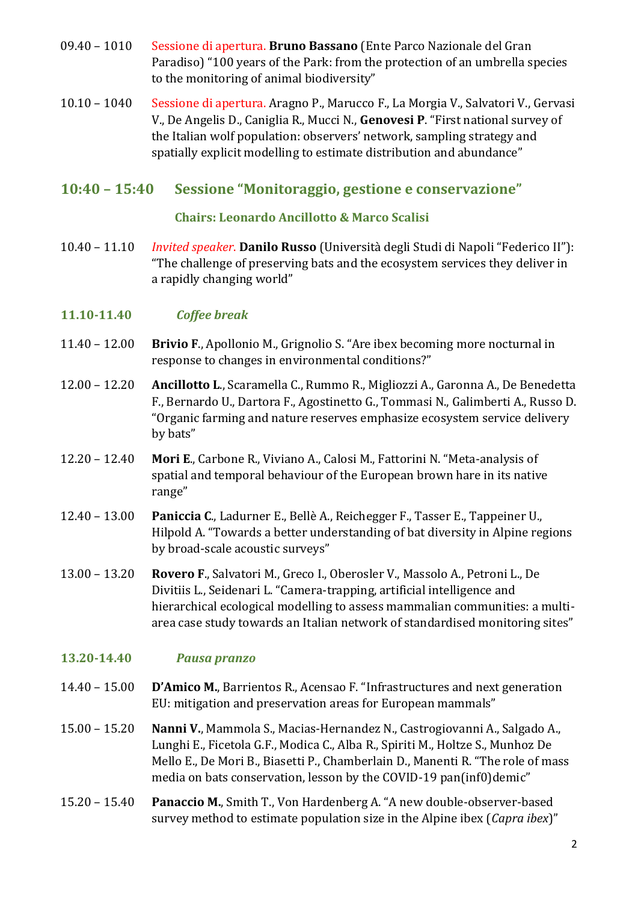09.40 – 1010 Sessione di apertura. **Bruno Bassano** (Ente Parco Nazionale del Gran Paradiso) "100 years of the Park: from the protection of an umbrella species to the monitoring of animal biodiversity"

10.10 – 1040 Sessione di apertura. Aragno P., Marucco F., La Morgia V., Salvatori V., Gervasi V., De Angelis D., Caniglia R., Mucci N., **Genovesi P**. "First national survey of the Italian wolf population: observers' network, sampling strategy and spatially explicit modelling to estimate distribution and abundance"

## 10:40 – 15:40 Sessione "Monitoraggio, gestione e conservazione"

### Chairs: Leonardo Ancillotto & Marco Scalisi

10.40 – 11.10 *Invited speaker.* **Danilo Russo** (Università degli Studi di Napoli "Federico II"): "The challenge of preserving bats and the ecosystem services they deliver in a rapidly changing world"

**11.10-11.40** ***Coffee break***

11.40 – 12.00 **Brivio F**., Apollonio M., Grignolio S. "Are ibex becoming more nocturnal in response to changes in environmental conditions?"

12.00 – 12.20 **Ancillotto L**., Scaramella C., Rummo R., Migliozzi A., Garonna A., De Benedetta F., Bernardo U., Dartora F., Agostinetto G., Tommasi N., Galimberti A., Russo D. "Organic farming and nature reserves emphasize ecosystem service delivery by bats"

12.20 – 12.40 **Mori E**., Carbone R., Viviano A., Calosi M., Fattorini N. "Meta-analysis of spatial and temporal behaviour of the European brown hare in its native range"

12.40 – 13.00 **Paniccia C**., Ladurner E., Bellè A., Reichegger F., Tasser E., Tappeiner U., Hilpold A. "Towards a better understanding of bat diversity in Alpine regions by broad-scale acoustic surveys"

13.00 – 13.20 **Rovero F**., Salvatori M., Greco I., Oberosler V., Massolo A., Petroni L., De Divitiis L., Seidenari L. "Camera-trapping, artificial intelligence and hierarchical ecological modelling to assess mammalian communities: a multi-area case study towards an Italian network of standardised monitoring sites"

**13.20-14.40** ***Pausa pranzo***

14.40 – 15.00 **D'Amico M.**, Barrientos R., Acensao F. "Infrastructures and next generation EU: mitigation and preservation areas for European mammals"

15.00 – 15.20 **Nanni V.**, Mammola S., Macias-Hernandez N., Castrogiovanni A., Salgado A., Lunghi E., Ficetola G.F., Modica C., Alba R., Spiriti M., Holtze S., Munhoz De Mello E., De Mori B., Biasetti P., Chamberlain D., Manenti R. "The role of mass media on bats conservation, lesson by the COVID-19 pan(inf0)demic"

15.20 – 15.40 **Panaccio M.**, Smith T., Von Hardenberg A. "A new double-observer-based survey method to estimate population size in the Alpine ibex (*Capra ibex*)"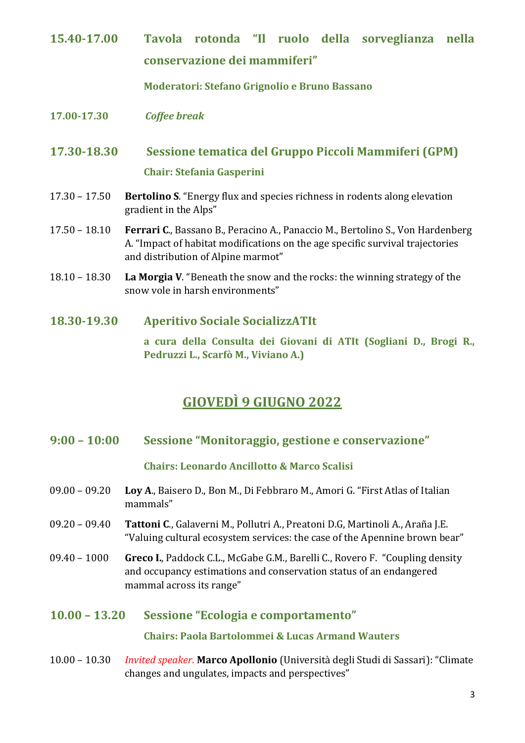**15.40-17.00 Tavola rotonda "Il ruolo della sorveglianza nella conservazione dei mammiferi"**

**Moderatori: Stefano Grignolio e Bruno Bassano**

**17.00-17.30** ***Coffee break***

**17.30-18.30 Sessione tematica del Gruppo Piccoli Mammiferi (GPM)**

**Chair: Stefania Gasperini**

17.30 – 17.50 **Bertolino S**. "Energy flux and species richness in rodents along elevation gradient in the Alps"

17.50 – 18.10 **Ferrari C**., Bassano B., Peracino A., Panaccio M., Bertolino S., Von Hardenberg A. "Impact of habitat modifications on the age specific survival trajectories and distribution of Alpine marmot"

18.10 – 18.30 **La Morgia V**. "Beneath the snow and the rocks: the winning strategy of the snow vole in harsh environments"

**18.30-19.30 Aperitivo Sociale SocializzATIt**

**a cura della Consulta dei Giovani di ATIt (Sogliani D., Brogi R., Pedruzzi L., Scarfò M., Viviano A.)**

## GIOVEDÌ 9 GIUGNO 2022

**9:00 – 10:00 Sessione "Monitoraggio, gestione e conservazione"**

**Chairs: Leonardo Ancillotto & Marco Scalisi**

09.00 – 09.20 **Loy A.**, Baisero D., Bon M., Di Febbraro M., Amori G. "First Atlas of Italian mammals"

09.20 – 09.40 **Tattoni C**., Galaverni M., Pollutri A., Preatoni D.G, Martinoli A., Araña J.E. "Valuing cultural ecosystem services: the case of the Apennine brown bear"

09.40 – 1000 **Greco I.**, Paddock C.L., McGabe G.M., Barelli C., Rovero F. "Coupling density and occupancy estimations and conservation status of an endangered mammal across its range"

**10.00 – 13.20 Sessione "Ecologia e comportamento"**

**Chairs: Paola Bartolommei & Lucas Armand Wauters**

10.00 – 10.30 *Invited speaker.* **Marco Apollonio** (Università degli Studi di Sassari): "Climate changes and ungulates, impacts and perspectives"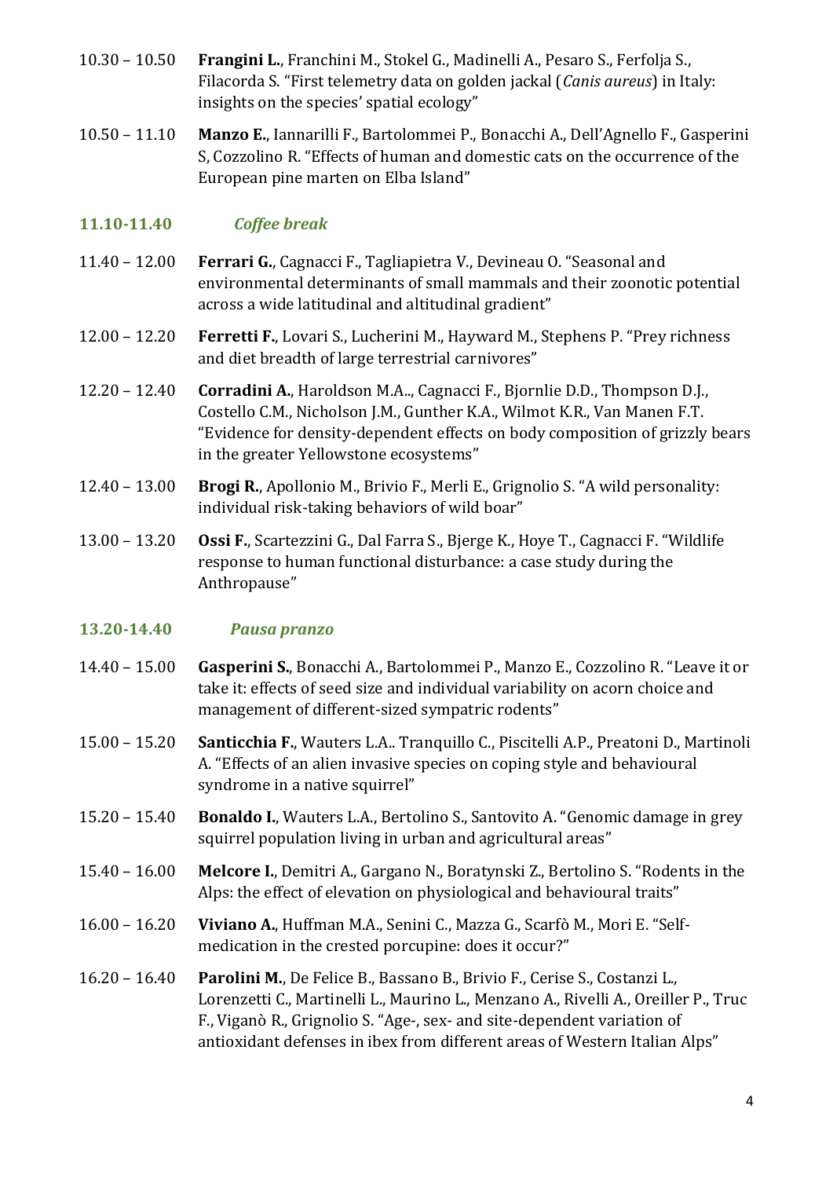10.30 – 10.50 **Frangini L.**, Franchini M., Stokel G., Madinelli A., Pesaro S., Ferfolja S., Filacorda S. "First telemetry data on golden jackal (*Canis aureus*) in Italy: insights on the species' spatial ecology"

10.50 – 11.10 **Manzo E.**, Iannarilli F., Bartolommei P., Bonacchi A., Dell'Agnello F., Gasperini S, Cozzolino R. "Effects of human and domestic cats on the occurrence of the European pine marten on Elba Island"

**11.10-11.40** ***Coffee break***

11.40 – 12.00 **Ferrari G.**, Cagnacci F., Tagliapietra V., Devineau O. "Seasonal and environmental determinants of small mammals and their zoonotic potential across a wide latitudinal and altitudinal gradient"

12.00 – 12.20 **Ferretti F.**, Lovari S., Lucherini M., Hayward M., Stephens P. "Prey richness and diet breadth of large terrestrial carnivores"

12.20 – 12.40 **Corradini A.**, Haroldson M.A.., Cagnacci F., Bjornlie D.D., Thompson D.J., Costello C.M., Nicholson J.M., Gunther K.A., Wilmot K.R., Van Manen F.T. "Evidence for density-dependent effects on body composition of grizzly bears in the greater Yellowstone ecosystems"

12.40 – 13.00 **Brogi R.**, Apollonio M., Brivio F., Merli E., Grignolio S. "A wild personality: individual risk-taking behaviors of wild boar"

13.00 – 13.20 **Ossi F.**, Scartezzini G., Dal Farra S., Bjerge K., Hoye T., Cagnacci F. "Wildlife response to human functional disturbance: a case study during the Anthropause"

**13.20-14.40** ***Pausa pranzo***

14.40 – 15.00 **Gasperini S.**, Bonacchi A., Bartolommei P., Manzo E., Cozzolino R. "Leave it or take it: effects of seed size and individual variability on acorn choice and management of different-sized sympatric rodents"

15.00 – 15.20 **Santicchia F.**, Wauters L.A.. Tranquillo C., Piscitelli A.P., Preatoni D., Martinoli A. "Effects of an alien invasive species on coping style and behavioural syndrome in a native squirrel"

15.20 – 15.40 **Bonaldo I.**, Wauters L.A., Bertolino S., Santovito A. "Genomic damage in grey squirrel population living in urban and agricultural areas"

15.40 – 16.00 **Melcore I.**, Demitri A., Gargano N., Boratynski Z., Bertolino S. "Rodents in the Alps: the effect of elevation on physiological and behavioural traits"

16.00 – 16.20 **Viviano A.**, Huffman M.A., Senini C., Mazza G., Scarfò M., Mori E. "Self-medication in the crested porcupine: does it occur?"

16.20 – 16.40 **Parolini M.**, De Felice B., Bassano B., Brivio F., Cerise S., Costanzi L., Lorenzetti C., Martinelli L., Maurino L., Menzano A., Rivelli A., Oreiller P., Truc F., Viganò R., Grignolio S. "Age-, sex- and site-dependent variation of antioxidant defenses in ibex from different areas of Western Italian Alps"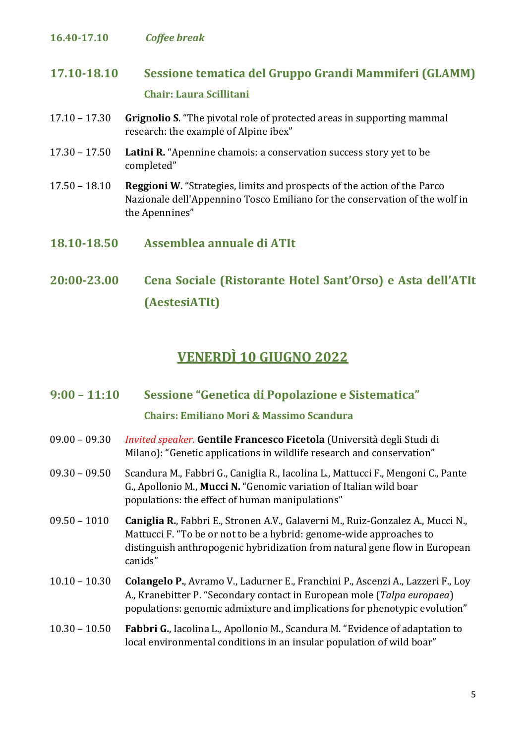**16.40-17.10** *Coffee break*

## 17.10-18.10 Sessione tematica del Gruppo Grandi Mammiferi (GLAMM)

**Chair: Laura Scillitani**

17.10 – 17.30 **Grignolio S**. "The pivotal role of protected areas in supporting mammal research: the example of Alpine ibex"

17.30 – 17.50 **Latini R.** "Apennine chamois: a conservation success story yet to be completed"

17.50 – 18.10 **Reggioni W.** "Strategies, limits and prospects of the action of the Parco Nazionale dell'Appennino Tosco Emiliano for the conservation of the wolf in the Apennines"

## 18.10-18.50 Assemblea annuale di ATIt

## 20:00-23.00 Cena Sociale (Ristorante Hotel Sant'Orso) e Asta dell'ATIt (AestesiATIt)

# VENERDÌ 10 GIUGNO 2022

## 9:00 – 11:10 Sessione "Genetica di Popolazione e Sistematica"

**Chairs: Emiliano Mori & Massimo Scandura**

09.00 – 09.30 *Invited speaker.* **Gentile Francesco Ficetola** (Università degli Studi di Milano): "Genetic applications in wildlife research and conservation"

09.30 – 09.50 Scandura M., Fabbri G., Caniglia R., Iacolina L., Mattucci F., Mengoni C., Pante G., Apollonio M., **Mucci N.** "Genomic variation of Italian wild boar populations: the effect of human manipulations"

09.50 – 1010 **Caniglia R.**, Fabbri E., Stronen A.V., Galaverni M., Ruiz-Gonzalez A., Mucci N., Mattucci F. "To be or not to be a hybrid: genome-wide approaches to distinguish anthropogenic hybridization from natural gene flow in European canids"

10.10 – 10.30 **Colangelo P.**, Avramo V., Ladurner E., Franchini P., Ascenzi A., Lazzeri F., Loy A., Kranebitter P. "Secondary contact in European mole (*Talpa europaea*) populations: genomic admixture and implications for phenotypic evolution"

10.30 – 10.50 **Fabbri G.**, Iacolina L., Apollonio M., Scandura M. "Evidence of adaptation to local environmental conditions in an insular population of wild boar"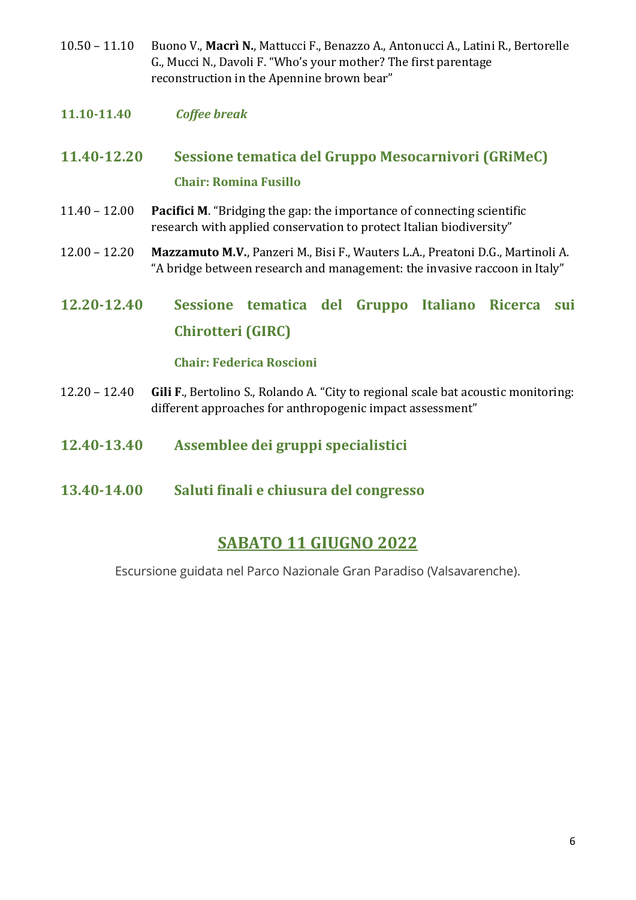10.50 – 11.10 Buono V., **Macrì N.**, Mattucci F., Benazzo A., Antonucci A., Latini R., Bertorelle G., Mucci N., Davoli F. "Who's your mother? The first parentage reconstruction in the Apennine brown bear"

**11.10-11.40** ***Coffee break***

## 11.40-12.20 Sessione tematica del Gruppo Mesocarnivori (GRiMeC)

**Chair: Romina Fusillo**

11.40 – 12.00 **Pacifici M**. "Bridging the gap: the importance of connecting scientific research with applied conservation to protect Italian biodiversity"

12.00 – 12.20 **Mazzamuto M.V.**, Panzeri M., Bisi F., Wauters L.A., Preatoni D.G., Martinoli A. "A bridge between research and management: the invasive raccoon in Italy"

## 12.20-12.40 Sessione tematica del Gruppo Italiano Ricerca sui Chirotteri (GIRC)

**Chair: Federica Roscioni**

12.20 – 12.40 **Gili F**., Bertolino S., Rolando A. "City to regional scale bat acoustic monitoring: different approaches for anthropogenic impact assessment"

## 12.40-13.40 Assemblee dei gruppi specialistici

## 13.40-14.00 Saluti finali e chiusura del congresso

## SABATO 11 GIUGNO 2022

Escursione guidata nel Parco Nazionale Gran Paradiso (Valsavarenche).